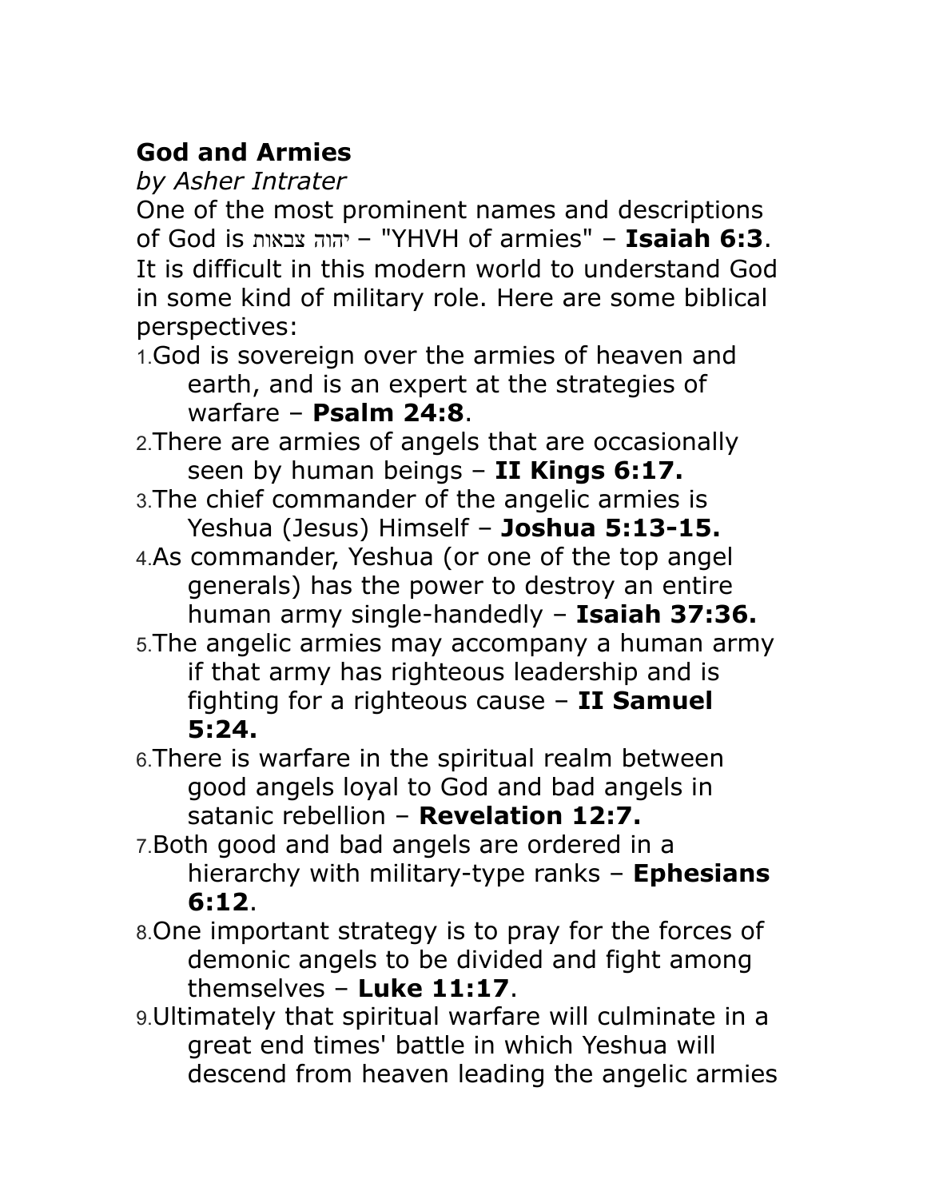**God and Armies**

*by Asher Intrater*

One of the most prominent names and descriptions of God is יהוה צבאות – "YHVH of armies" – **Isaiah 6:3**. It is difficult in this modern world to understand God in some kind of military role. Here are some biblical perspectives:

1. God is sovereign over the armies of heaven and earth, and is an expert at the strategies of warfare – **Psalm 24:8**.
2. There are armies of angels that are occasionally seen by human beings – **II Kings 6:17.**
3. The chief commander of the angelic armies is Yeshua (Jesus) Himself – **Joshua 5:13-15.**
4. As commander, Yeshua (or one of the top angel generals) has the power to destroy an entire human army single-handedly – **Isaiah 37:36.**
5. The angelic armies may accompany a human army if that army has righteous leadership and is fighting for a righteous cause – **II Samuel 5:24.**
6. There is warfare in the spiritual realm between good angels loyal to God and bad angels in satanic rebellion – **Revelation 12:7.**
7. Both good and bad angels are ordered in a hierarchy with military-type ranks – **Ephesians 6:12**.
8. One important strategy is to pray for the forces of demonic angels to be divided and fight among themselves – **Luke 11:17**.
9. Ultimately that spiritual warfare will culminate in a great end times' battle in which Yeshua will descend from heaven leading the angelic armies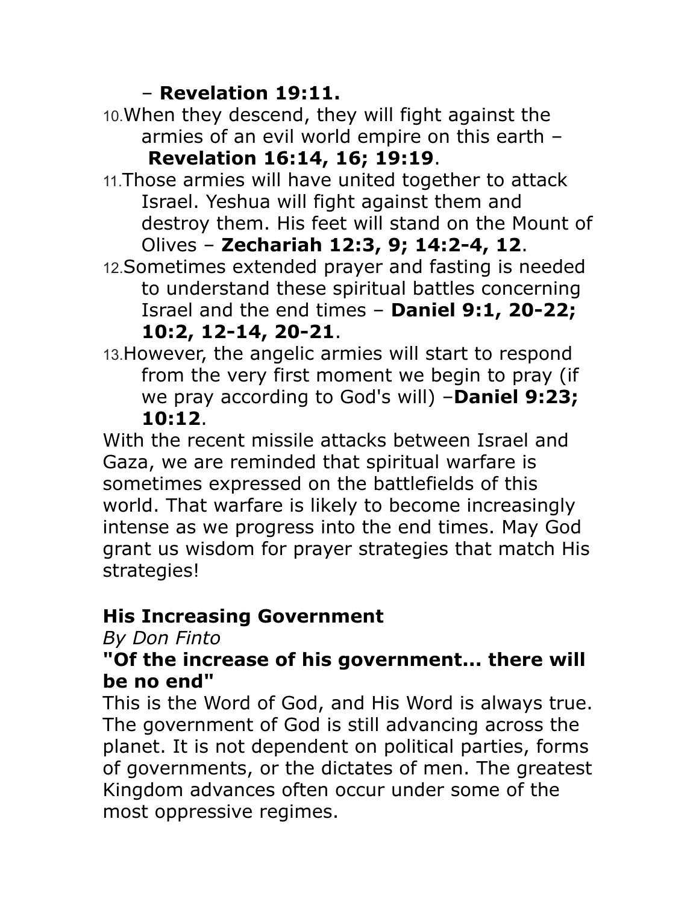– **Revelation 19:11.**

10. When they descend, they will fight against the armies of an evil world empire on this earth – **Revelation 16:14, 16; 19:19**.
11. Those armies will have united together to attack Israel. Yeshua will fight against them and destroy them. His feet will stand on the Mount of Olives – **Zechariah 12:3, 9; 14:2-4, 12**.
12. Sometimes extended prayer and fasting is needed to understand these spiritual battles concerning Israel and the end times – **Daniel 9:1, 20-22; 10:2, 12-14, 20-21**.
13. However, the angelic armies will start to respond from the very first moment we begin to pray (if we pray according to God's will) –**Daniel 9:23; 10:12**.

With the recent missile attacks between Israel and Gaza, we are reminded that spiritual warfare is sometimes expressed on the battlefields of this world. That warfare is likely to become increasingly intense as we progress into the end times. May God grant us wisdom for prayer strategies that match His strategies!

## His Increasing Government

*By Don Finto*

**"Of the increase of his government... there will be no end"**

This is the Word of God, and His Word is always true. The government of God is still advancing across the planet. It is not dependent on political parties, forms of governments, or the dictates of men. The greatest Kingdom advances often occur under some of the most oppressive regimes.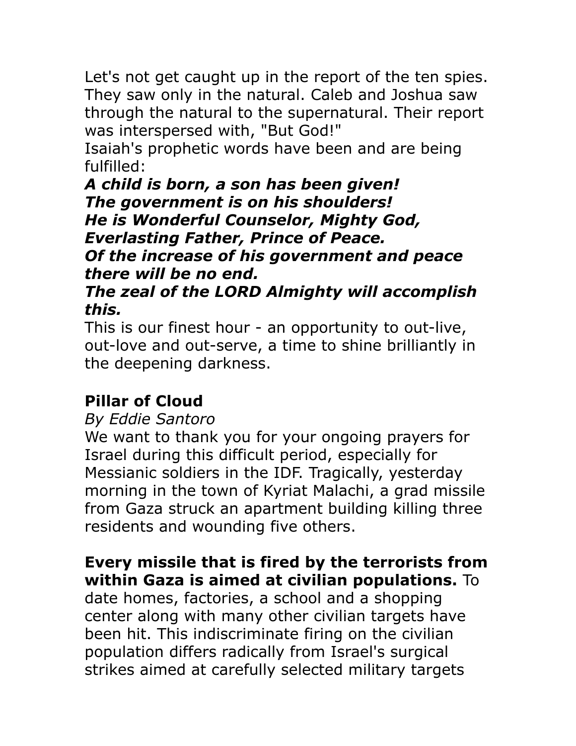Let's not get caught up in the report of the ten spies. They saw only in the natural. Caleb and Joshua saw through the natural to the supernatural. Their report was interspersed with, "But God!"

Isaiah's prophetic words have been and are being fulfilled:

***A child is born, a son has been given!***
***The government is on his shoulders!***
***He is Wonderful Counselor, Mighty God, Everlasting Father, Prince of Peace.***
***Of the increase of his government and peace there will be no end.***
***The zeal of the LORD Almighty will accomplish this.***

This is our finest hour - an opportunity to out-live, out-love and out-serve, a time to shine brilliantly in the deepening darkness.

**Pillar of Cloud**

*By Eddie Santoro*

We want to thank you for your ongoing prayers for Israel during this difficult period, especially for Messianic soldiers in the IDF. Tragically, yesterday morning in the town of Kyriat Malachi, a grad missile from Gaza struck an apartment building killing three residents and wounding five others.

**Every missile that is fired by the terrorists from within Gaza is aimed at civilian populations.** To date homes, factories, a school and a shopping center along with many other civilian targets have been hit. This indiscriminate firing on the civilian population differs radically from Israel's surgical strikes aimed at carefully selected military targets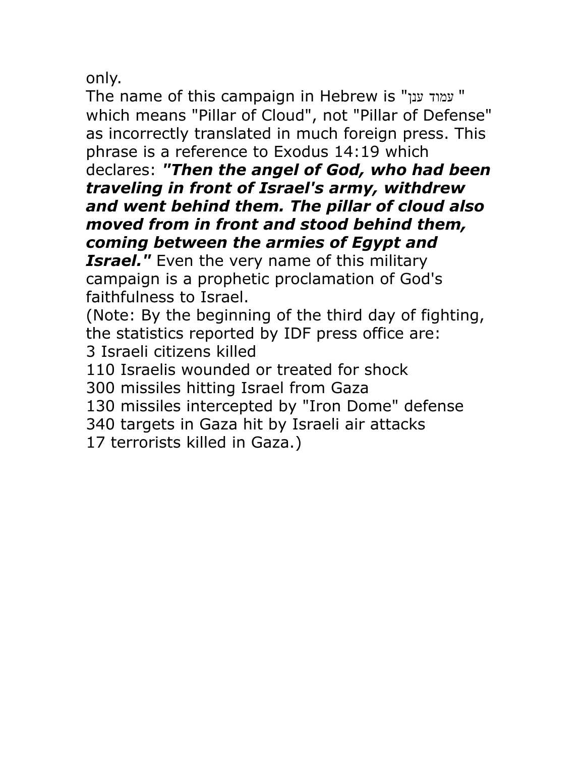only.

The name of this campaign in Hebrew is "עמוד ענן " which means "Pillar of Cloud", not "Pillar of Defense" as incorrectly translated in much foreign press. This phrase is a reference to Exodus 14:19 which declares: ***"Then the angel of God, who had been traveling in front of Israel's army, withdrew and went behind them. The pillar of cloud also moved from in front and stood behind them, coming between the armies of Egypt and Israel."*** Even the very name of this military campaign is a prophetic proclamation of God's faithfulness to Israel.

(Note: By the beginning of the third day of fighting, the statistics reported by IDF press office are:

3 Israeli citizens killed

110 Israelis wounded or treated for shock

300 missiles hitting Israel from Gaza

130 missiles intercepted by "Iron Dome" defense

340 targets in Gaza hit by Israeli air attacks

17 terrorists killed in Gaza.)